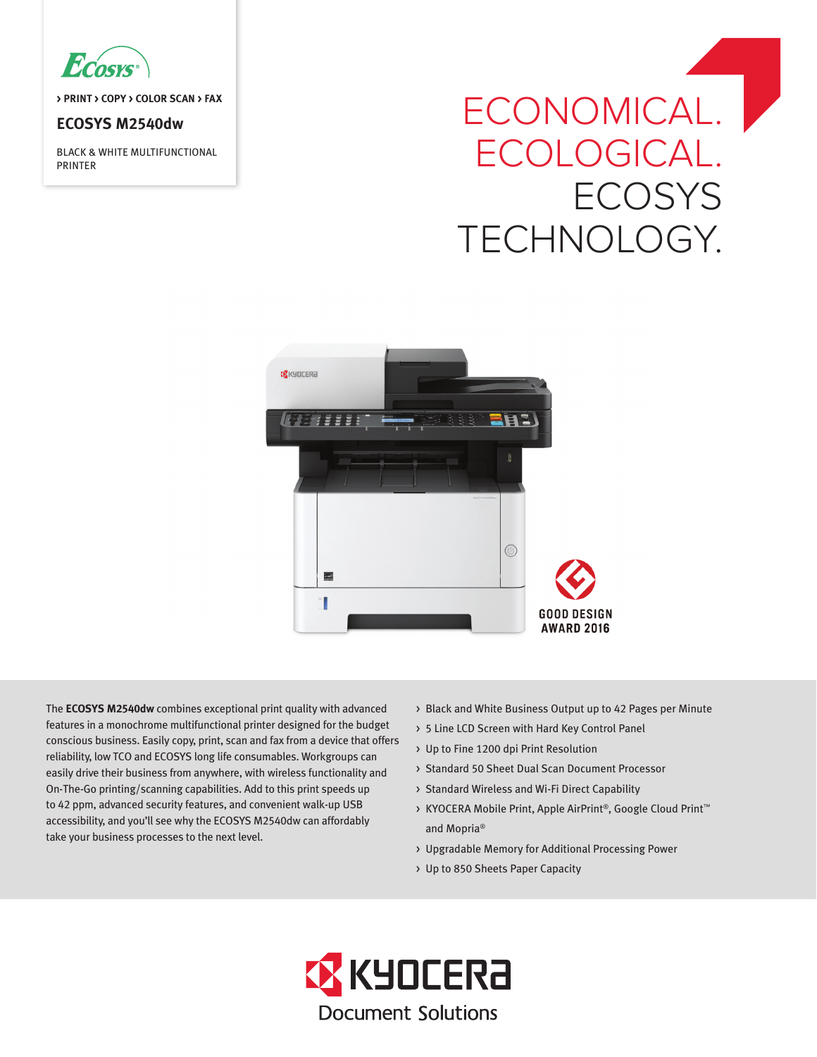ECOSYS

› PRINT › COPY › COLOR SCAN › FAX

# ECOSYS M2540dw

BLACK & WHITE MULTIFUNCTIONAL PRINTER

## ECONOMICAL. ECOLOGICAL. ECOSYS TECHNOLOGY.

GOOD DESIGN AWARD 2016

The **ECOSYS M2540dw** combines exceptional print quality with advanced features in a monochrome multifunctional printer designed for the budget conscious business. Easily copy, print, scan and fax from a device that offers reliability, low TCO and ECOSYS long life consumables. Workgroups can easily drive their business from anywhere, with wireless functionality and On-The-Go printing/scanning capabilities. Add to this print speeds up to 42 ppm, advanced security features, and convenient walk-up USB accessibility, and you'll see why the ECOSYS M2540dw can affordably take your business processes to the next level.

- Black and White Business Output up to 42 Pages per Minute
- 5 Line LCD Screen with Hard Key Control Panel
- Up to Fine 1200 dpi Print Resolution
- Standard 50 Sheet Dual Scan Document Processor
- Standard Wireless and Wi-Fi Direct Capability
- KYOCERA Mobile Print, Apple AirPrint®, Google Cloud Print™ and Mopria®
- Upgradable Memory for Additional Processing Power
- Up to 850 Sheets Paper Capacity

KYOCERA Document Solutions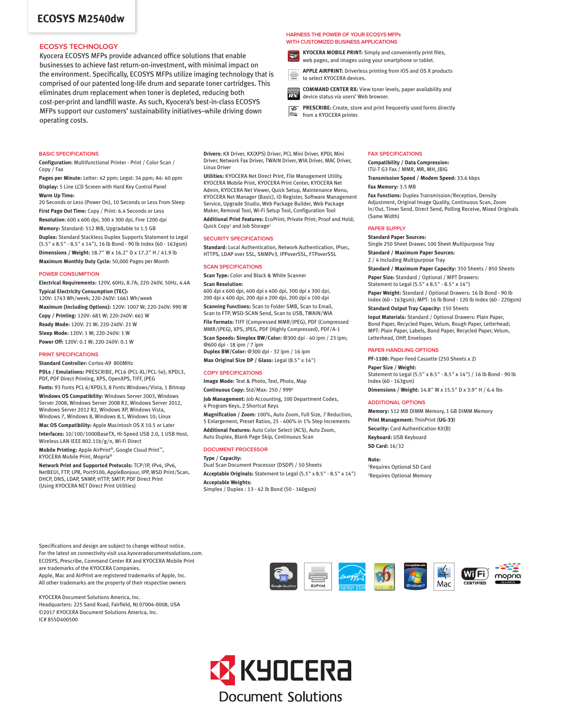# ECOSYS M2540dw

## ECOSYS TECHNOLOGY

Kyocera ECOSYS MFPs provide advanced office solutions that enable businesses to achieve fast return-on-investment, with minimal impact on the environment. Specifically, ECOSYS MFPs utilize imaging technology that is comprised of our patented long-life drum and separate toner cartridges. This eliminates drum replacement when toner is depleted, reducing both cost-per-print and landfill waste. As such, Kyocera's best-in-class ECOSYS MFPs support our customers' sustainability initiatives–while driving down operating costs.

## HARNESS THE POWER OF YOUR ECOSYS MFPs WITH CUSTOMIZED BUSINESS APPLICATIONS

**KYOCERA MOBILE PRINT:** Simply and conveniently print files, web pages, and images using your smartphone or tablet.

**APPLE AIRPRINT:** Driverless printing from iOS and OS X products to select KYOCERA devices.

**COMMAND CENTER RX:** View toner levels, paper availability and device status via users' Web browser.

**PRESCRIBE:** Create, store and print frequently used forms directly from a KYOCERA printer.

## BASIC SPECIFICATIONS

**Configuration:** Multifunctional Printer - Print / Color Scan / Copy / Fax

**Pages per Minute:** Letter: 42 ppm; Legal: 34 ppm; A4: 40 ppm

**Display:** 5 Line LCD Screen with Hard Key Control Panel

**Warm Up Time:**
20 Seconds or Less (Power On), 10 Seconds or Less From Sleep

**First Page Out Time:** Copy / Print: 6.4 Seconds or Less

**Resolution:** 600 x 600 dpi, 300 x 300 dpi, Fine 1200 dpi

**Memory:** Standard: 512 MB, Upgradable to 1.5 GB

**Duplex:** Standard Stackless Duplex Supports Statement to Legal (5.5" x 8.5" - 8.5" x 14"), 16 lb Bond - 90 lb Index (60 - 163gsm)

**Dimensions / Weight:** 18.7" W x 16.2" D x 17.2" H / 41.9 lb

**Maximum Monthly Duty Cycle:** 50,000 Pages per Month

## POWER CONSUMPTION

**Electrical Requirements:** 120V, 60Hz, 8.7A; 220-240V, 50Hz, 4.4A

**Typical Electricity Consumption (TEC):**
120V: 1743 Wh/week; 220-240V: 1661 Wh/week

**Maximum (Including Options):** 120V: 1007 W; 220-240V: 990 W

**Copy / Printing:** 120V: 681 W; 220-240V: 661 W

**Ready Mode:** 120V: 21 W; 220-240V: 21 W

**Sleep Mode:** 120V: 1 W; 220-240V: 1 W

**Power Off:** 120V: 0.1 W; 220-240V: 0.1 W

## PRINT SPECIFICATIONS

**Standard Controller:** Cortex-A9 800MHz

**PDLs / Emulations:** PRESCRIBE, PCL6 (PCL-XL/PCL-5e), KPDL3, PDF, PDF Direct Printing, XPS, OpenXPS, TIFF, JPEG

**Fonts:** 93 Fonts PCL 6/KPDL3, 8 Fonts Windows/Vista, 1 Bitmap

**Windows OS Compatibility:** Windows Server 2003, Windows Server 2008, Windows Server 2008 R2, Windows Server 2012, Windows Server 2012 R2, Windows XP, Windows Vista, Windows 7, Windows 8, Windows 8.1, Windows 10; Linux

**Mac OS Compatibility:** Apple Macintosh OS X 10.5 or Later

**Interfaces:** 10/100/1000BaseTX, Hi-Speed USB 2.0, 1 USB Host, Wireless LAN IEEE 802.11b/g/n, Wi-Fi Direct

**Mobile Printing:** Apple AirPrint®, Google Cloud Print™, KYOCERA Mobile Print, Mopria®

**Network Print and Supported Protocols:** TCP/IP, IPv4, IPv6, NetBEUI, FTP, LPR, Port9100, AppleBonjour, IPP, WSD Print/Scan, DHCP, DNS, LDAP, SNMP, HTTP, SMTP, PDF Direct Print (Using KYOCERA NET Direct Print Utilities)

**Drivers:** KX Driver, KX(XPS) Driver, PCL Mini Driver, KPDL Mini Driver, Network Fax Driver, TWAIN Driver, WIA Driver, MAC Driver, Linux Driver

**Utilities:** KYOCERA Net Direct Print, File Management Utility, KYOCERA Mobile Print, KYOCERA Print Center, KYOCERA Net Admin, KYOCERA Net Viewer, Quick Setup, Maintenance Menu, KYOCERA Net Manager (Basic), ID Register, Software Management Service, Upgrade Studio, Web Package Builder, Web Package Maker, Removal Tool, Wi-Fi Setup Tool, Configuration Tool

**Additional Print Features:** EcoPrint; Private Print; Proof and Hold; Quick Copy[1] and Job Storage[1]

## SECURITY SPECIFICATIONS

**Standard:** Local Authentication, Network Authentication, IPsec, HTTPS, LDAP over SSL, SNMPv3, IPPoverSSL, FTPoverSSL

## SCAN SPECIFICATIONS

**Scan Type:** Color and Black & White Scanner

**Scan Resolution:**
600 dpi x 600 dpi, 400 dpi x 400 dpi, 300 dpi x 300 dpi, 200 dpi x 400 dpi, 200 dpi x 200 dpi, 200 dpi x 100 dpi

**Scanning Functions:** Scan to Folder SMB, Scan to Email, Scan to FTP, WSD-SCAN Send, Scan to USB, TWAIN/WIA

**File Formats:** TIFF (Compressed MMR/JPEG), PDF (Compressed MMR/JPEG), XPS, JPEG, PDF (Highly Compressed), PDF/A-1

**Scan Speeds: Simplex BW/Color:** @300 dpi - 40 ipm / 23 ipm; @600 dpi - 18 ipm / 7 ipm
**Duplex BW/Color:** @300 dpi - 32 ipm / 16 ipm

**Max Original Size DP / Glass:** Legal (8.5" x 14")

## COPY SPECIFICATIONS

**Image Mode:** Text & Photo, Text, Photo, Map

**Continuous Copy:** Std/Max: 250 / 999[2]

**Job Management:** Job Accounting, 100 Department Codes, 4 Program Keys, 2 Shortcut Keys

**Magnification / Zoom:** 100%, Auto Zoom, Full Size, 7 Reduction, 5 Enlargement, Preset Ratios, 25 - 400% in 1% Step Increments

**Additional Features:** Auto Color Select (ACS), Auto Zoom, Auto Duplex, Blank Page Skip, Continuous Scan

## DOCUMENT PROCESSOR

**Type / Capacity:**
Dual Scan Document Processor (DSDP) / 50 Sheets

**Acceptable Originals:** Statement to Legal (5.5" x 8.5" - 8.5" x 14")

**Acceptable Weights:**
Simplex / Duplex : 13 - 42 lb Bond (50 - 160gsm)

## FAX SPECIFICATIONS

**Compatibility / Data Compression:**
ITU-T G3 Fax / MMR, MR, MH, JBIG

**Transmission Speed / Modem Speed:** 33.6 kbps

**Fax Memory:** 3.5 MB

**Fax Functions:** Duplex Transmission/Reception, Density Adjustment, Original Image Quality, Continuous Scan, Zoom In/Out, Timer Send, Direct Send, Polling Receive, Mixed Originals (Same Width)

## PAPER SUPPLY

**Standard Paper Sources:**
Single 250 Sheet Drawer, 100 Sheet Multipurpose Tray

**Standard / Maximum Paper Sources:**
2 / 4 Including Multipurpose Tray

**Standard / Maximum Paper Capacity:** 350 Sheets / 850 Sheets

**Paper Size:** Standard / Optional / MPT Drawers:
Statement to Legal (5.5" x 8.5" - 8.5" x 14")

**Paper Weight:** Standard / Optional Drawers: 16 lb Bond - 90 lb Index (60 - 163gsm); MPT: 16 lb Bond - 120 lb Index (60 - 220gsm)

**Standard Output Tray Capacity:** 150 Sheets

**Input Materials:** Standard / Optional Drawers: Plain Paper, Bond Paper, Recycled Paper, Velum, Rough Paper, Letterhead; MPT: Plain Paper, Labels, Bond Paper, Recycled Paper, Velum, Letterhead, OHP, Envelopes

## PAPER HANDLING OPTIONS

**PF-1100:** Paper Feed Cassette (250 Sheets x 2)

**Paper Size / Weight:**
Statement to Legal (5.5" x 8.5" - 8.5" x 14") / 16 lb Bond - 90 lb Index (60 - 163gsm)

**Dimensions / Weight:** 14.8" W x 15.5" D x 3.9" H / 6.4 lbs

## ADDITIONAL OPTIONS

**Memory:** 512 MB DIMM Memory, 1 GB DIMM Memory

**Print Management:** ThinPrint (**UG-33**)

**Security:** Card Authentication Kit(B)

**Keyboard:** USB Keyboard

**SD Card:** 16/32

**Note:**
[1]Requires Optional SD Card
[2]Requires Optional Memory

Specifications and design are subject to change without notice.
For the latest on connectivity visit usa.kyoceradocumentsolutions.com.
ECOSYS, Prescribe, Command Center RX and KYOCERA Mobile Print are trademarks of the KYOCERA Companies.
Apple, Mac and AirPrint are registered trademarks of Apple, Inc.
All other trademarks are the property of their respective owners

KYOCERA Document Solutions America, Inc.
Headquarters: 225 Sand Road, Fairfield, NJ 07004-0008, USA
©2017 KYOCERA Document Solutions America, Inc.
IC# 855D400500

KYOCERA Document Solutions